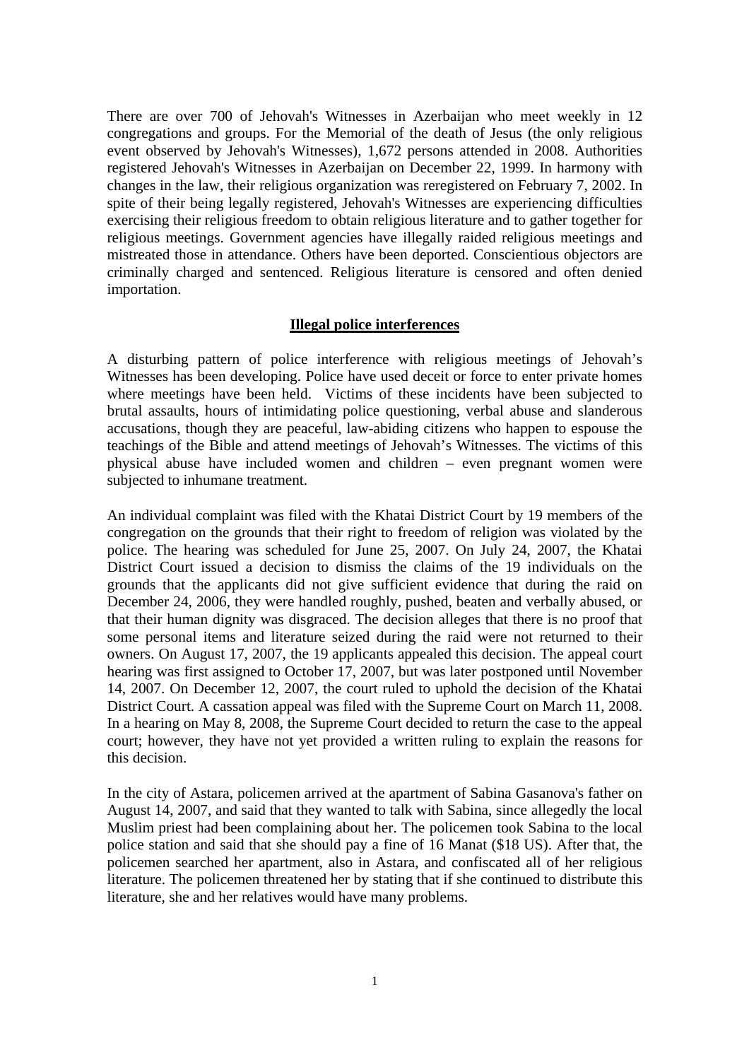There are over 700 of Jehovah's Witnesses in Azerbaijan who meet weekly in 12 congregations and groups. For the Memorial of the death of Jesus (the only religious event observed by Jehovah's Witnesses), 1,672 persons attended in 2008. Authorities registered Jehovah's Witnesses in Azerbaijan on December 22, 1999. In harmony with changes in the law, their religious organization was reregistered on February 7, 2002. In spite of their being legally registered, Jehovah's Witnesses are experiencing difficulties exercising their religious freedom to obtain religious literature and to gather together for religious meetings. Government agencies have illegally raided religious meetings and mistreated those in attendance. Others have been deported. Conscientious objectors are criminally charged and sentenced. Religious literature is censored and often denied importation.

## Illegal police interferences

A disturbing pattern of police interference with religious meetings of Jehovah's Witnesses has been developing. Police have used deceit or force to enter private homes where meetings have been held. Victims of these incidents have been subjected to brutal assaults, hours of intimidating police questioning, verbal abuse and slanderous accusations, though they are peaceful, law-abiding citizens who happen to espouse the teachings of the Bible and attend meetings of Jehovah's Witnesses. The victims of this physical abuse have included women and children – even pregnant women were subjected to inhumane treatment.

An individual complaint was filed with the Khatai District Court by 19 members of the congregation on the grounds that their right to freedom of religion was violated by the police. The hearing was scheduled for June 25, 2007. On July 24, 2007, the Khatai District Court issued a decision to dismiss the claims of the 19 individuals on the grounds that the applicants did not give sufficient evidence that during the raid on December 24, 2006, they were handled roughly, pushed, beaten and verbally abused, or that their human dignity was disgraced. The decision alleges that there is no proof that some personal items and literature seized during the raid were not returned to their owners. On August 17, 2007, the 19 applicants appealed this decision. The appeal court hearing was first assigned to October 17, 2007, but was later postponed until November 14, 2007. On December 12, 2007, the court ruled to uphold the decision of the Khatai District Court. A cassation appeal was filed with the Supreme Court on March 11, 2008. In a hearing on May 8, 2008, the Supreme Court decided to return the case to the appeal court; however, they have not yet provided a written ruling to explain the reasons for this decision.

In the city of Astara, policemen arrived at the apartment of Sabina Gasanova's father on August 14, 2007, and said that they wanted to talk with Sabina, since allegedly the local Muslim priest had been complaining about her. The policemen took Sabina to the local police station and said that she should pay a fine of 16 Manat ($18 US). After that, the policemen searched her apartment, also in Astara, and confiscated all of her religious literature. The policemen threatened her by stating that if she continued to distribute this literature, she and her relatives would have many problems.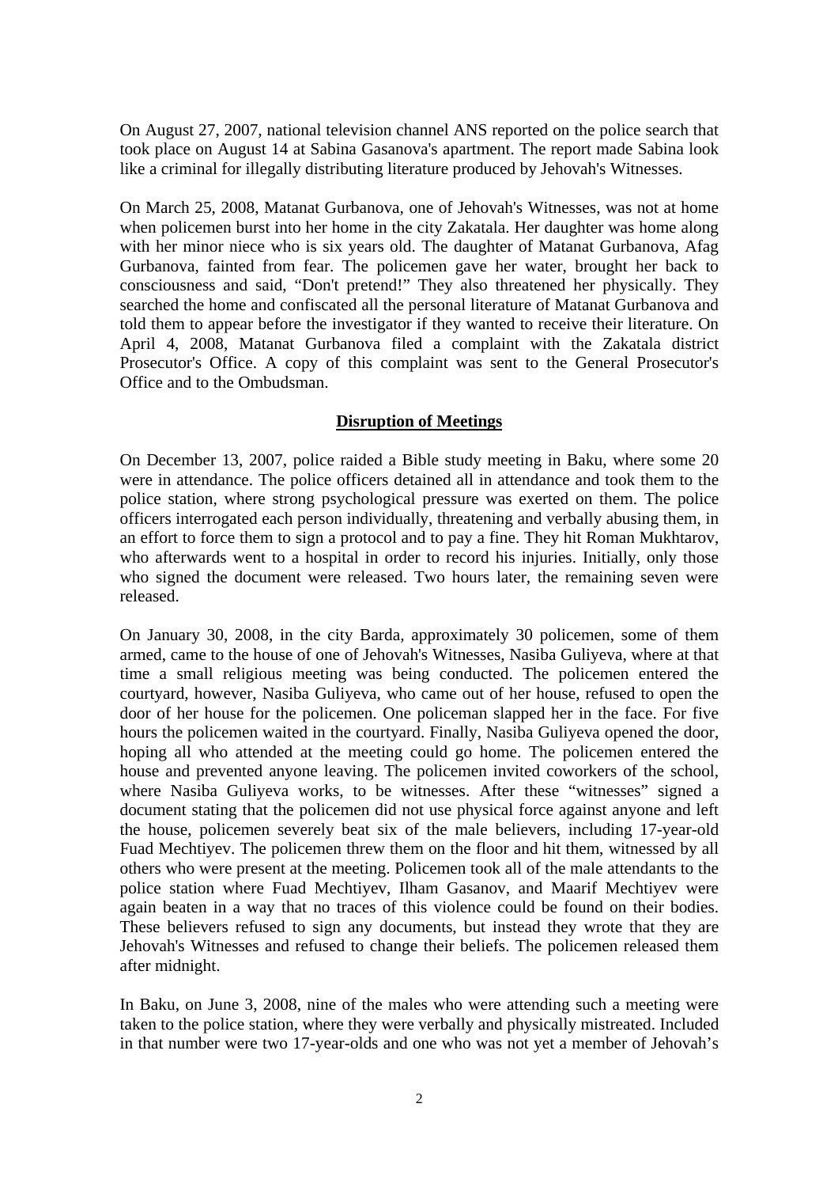On August 27, 2007, national television channel ANS reported on the police search that took place on August 14 at Sabina Gasanova's apartment. The report made Sabina look like a criminal for illegally distributing literature produced by Jehovah's Witnesses.

On March 25, 2008, Matanat Gurbanova, one of Jehovah's Witnesses, was not at home when policemen burst into her home in the city Zakatala. Her daughter was home along with her minor niece who is six years old. The daughter of Matanat Gurbanova, Afag Gurbanova, fainted from fear. The policemen gave her water, brought her back to consciousness and said, "Don't pretend!" They also threatened her physically. They searched the home and confiscated all the personal literature of Matanat Gurbanova and told them to appear before the investigator if they wanted to receive their literature. On April 4, 2008, Matanat Gurbanova filed a complaint with the Zakatala district Prosecutor's Office. A copy of this complaint was sent to the General Prosecutor's Office and to the Ombudsman.

## **Disruption of Meetings**

On December 13, 2007, police raided a Bible study meeting in Baku, where some 20 were in attendance. The police officers detained all in attendance and took them to the police station, where strong psychological pressure was exerted on them. The police officers interrogated each person individually, threatening and verbally abusing them, in an effort to force them to sign a protocol and to pay a fine. They hit Roman Mukhtarov, who afterwards went to a hospital in order to record his injuries. Initially, only those who signed the document were released. Two hours later, the remaining seven were released.

On January 30, 2008, in the city Barda, approximately 30 policemen, some of them armed, came to the house of one of Jehovah's Witnesses, Nasiba Guliyeva, where at that time a small religious meeting was being conducted. The policemen entered the courtyard, however, Nasiba Guliyeva, who came out of her house, refused to open the door of her house for the policemen. One policeman slapped her in the face. For five hours the policemen waited in the courtyard. Finally, Nasiba Guliyeva opened the door, hoping all who attended at the meeting could go home. The policemen entered the house and prevented anyone leaving. The policemen invited coworkers of the school, where Nasiba Guliyeva works, to be witnesses. After these "witnesses" signed a document stating that the policemen did not use physical force against anyone and left the house, policemen severely beat six of the male believers, including 17-year-old Fuad Mechtiyev. The policemen threw them on the floor and hit them, witnessed by all others who were present at the meeting. Policemen took all of the male attendants to the police station where Fuad Mechtiyev, Ilham Gasanov, and Maarif Mechtiyev were again beaten in a way that no traces of this violence could be found on their bodies. These believers refused to sign any documents, but instead they wrote that they are Jehovah's Witnesses and refused to change their beliefs. The policemen released them after midnight.

In Baku, on June 3, 2008, nine of the males who were attending such a meeting were taken to the police station, where they were verbally and physically mistreated. Included in that number were two 17-year-olds and one who was not yet a member of Jehovah's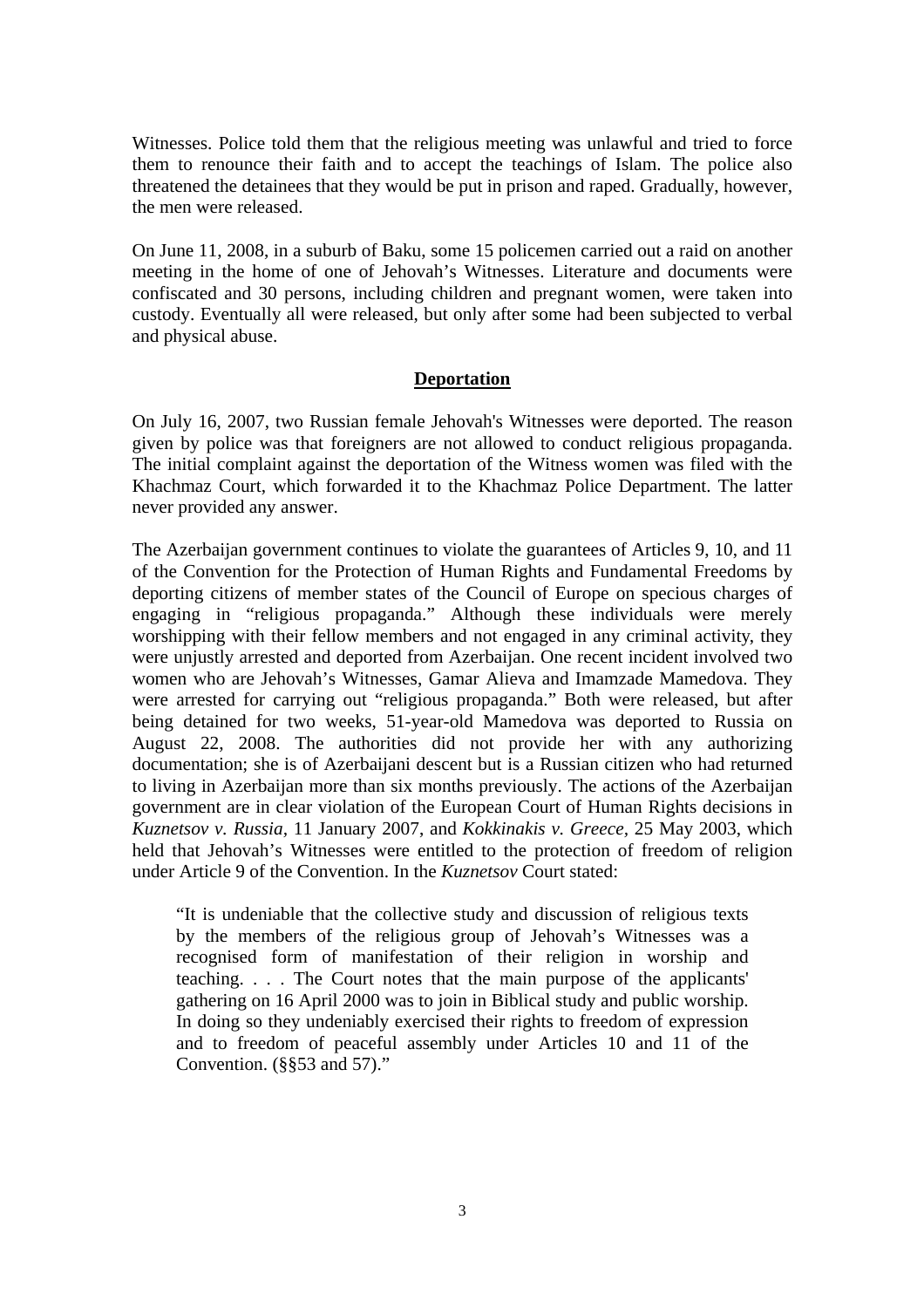Witnesses. Police told them that the religious meeting was unlawful and tried to force them to renounce their faith and to accept the teachings of Islam. The police also threatened the detainees that they would be put in prison and raped. Gradually, however, the men were released.

On June 11, 2008, in a suburb of Baku, some 15 policemen carried out a raid on another meeting in the home of one of Jehovah's Witnesses. Literature and documents were confiscated and 30 persons, including children and pregnant women, were taken into custody. Eventually all were released, but only after some had been subjected to verbal and physical abuse.

## **Deportation**

On July 16, 2007, two Russian female Jehovah's Witnesses were deported. The reason given by police was that foreigners are not allowed to conduct religious propaganda. The initial complaint against the deportation of the Witness women was filed with the Khachmaz Court, which forwarded it to the Khachmaz Police Department. The latter never provided any answer.

The Azerbaijan government continues to violate the guarantees of Articles 9, 10, and 11 of the Convention for the Protection of Human Rights and Fundamental Freedoms by deporting citizens of member states of the Council of Europe on specious charges of engaging in "religious propaganda." Although these individuals were merely worshipping with their fellow members and not engaged in any criminal activity, they were unjustly arrested and deported from Azerbaijan. One recent incident involved two women who are Jehovah's Witnesses, Gamar Alieva and Imamzade Mamedova. They were arrested for carrying out "religious propaganda." Both were released, but after being detained for two weeks, 51-year-old Mamedova was deported to Russia on August 22, 2008. The authorities did not provide her with any authorizing documentation; she is of Azerbaijani descent but is a Russian citizen who had returned to living in Azerbaijan more than six months previously. The actions of the Azerbaijan government are in clear violation of the European Court of Human Rights decisions in *Kuznetsov v. Russia*, 11 January 2007, and *Kokkinakis v. Greece*, 25 May 2003, which held that Jehovah's Witnesses were entitled to the protection of freedom of religion under Article 9 of the Convention. In the *Kuznetsov* Court stated:

> "It is undeniable that the collective study and discussion of religious texts by the members of the religious group of Jehovah's Witnesses was a recognised form of manifestation of their religion in worship and teaching. . . . The Court notes that the main purpose of the applicants' gathering on 16 April 2000 was to join in Biblical study and public worship. In doing so they undeniably exercised their rights to freedom of expression and to freedom of peaceful assembly under Articles 10 and 11 of the Convention. (§§53 and 57)."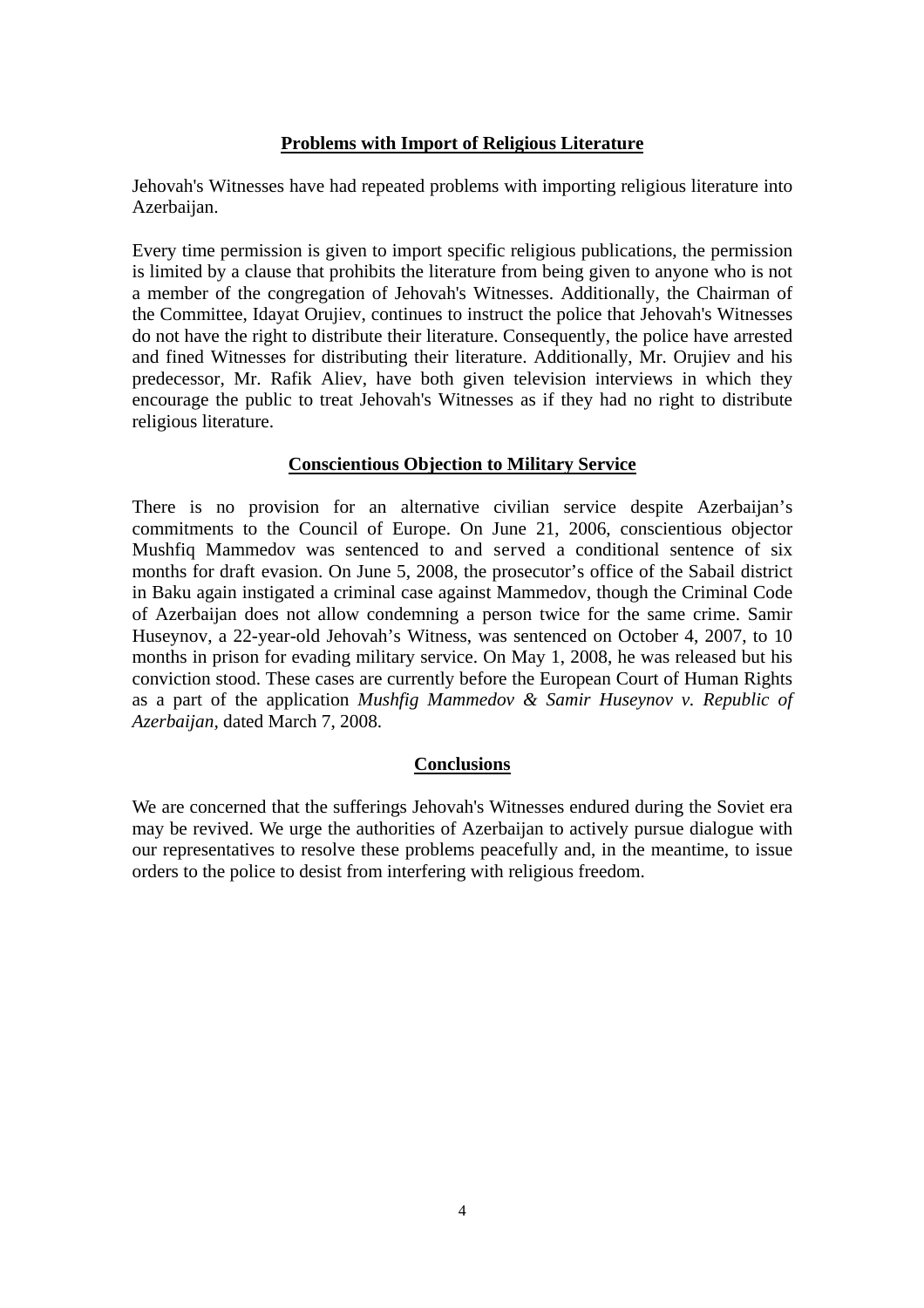## Problems with Import of Religious Literature

Jehovah's Witnesses have had repeated problems with importing religious literature into Azerbaijan.

Every time permission is given to import specific religious publications, the permission is limited by a clause that prohibits the literature from being given to anyone who is not a member of the congregation of Jehovah's Witnesses. Additionally, the Chairman of the Committee, Idayat Orujiev, continues to instruct the police that Jehovah's Witnesses do not have the right to distribute their literature. Consequently, the police have arrested and fined Witnesses for distributing their literature. Additionally, Mr. Orujiev and his predecessor, Mr. Rafik Aliev, have both given television interviews in which they encourage the public to treat Jehovah's Witnesses as if they had no right to distribute religious literature.

## Conscientious Objection to Military Service

There is no provision for an alternative civilian service despite Azerbaijan's commitments to the Council of Europe. On June 21, 2006, conscientious objector Mushfiq Mammedov was sentenced to and served a conditional sentence of six months for draft evasion. On June 5, 2008, the prosecutor's office of the Sabail district in Baku again instigated a criminal case against Mammedov, though the Criminal Code of Azerbaijan does not allow condemning a person twice for the same crime. Samir Huseynov, a 22-year-old Jehovah's Witness, was sentenced on October 4, 2007, to 10 months in prison for evading military service. On May 1, 2008, he was released but his conviction stood. These cases are currently before the European Court of Human Rights as a part of the application *Mushfig Mammedov & Samir Huseynov v. Republic of Azerbaijan*, dated March 7, 2008.

## Conclusions

We are concerned that the sufferings Jehovah's Witnesses endured during the Soviet era may be revived. We urge the authorities of Azerbaijan to actively pursue dialogue with our representatives to resolve these problems peacefully and, in the meantime, to issue orders to the police to desist from interfering with religious freedom.